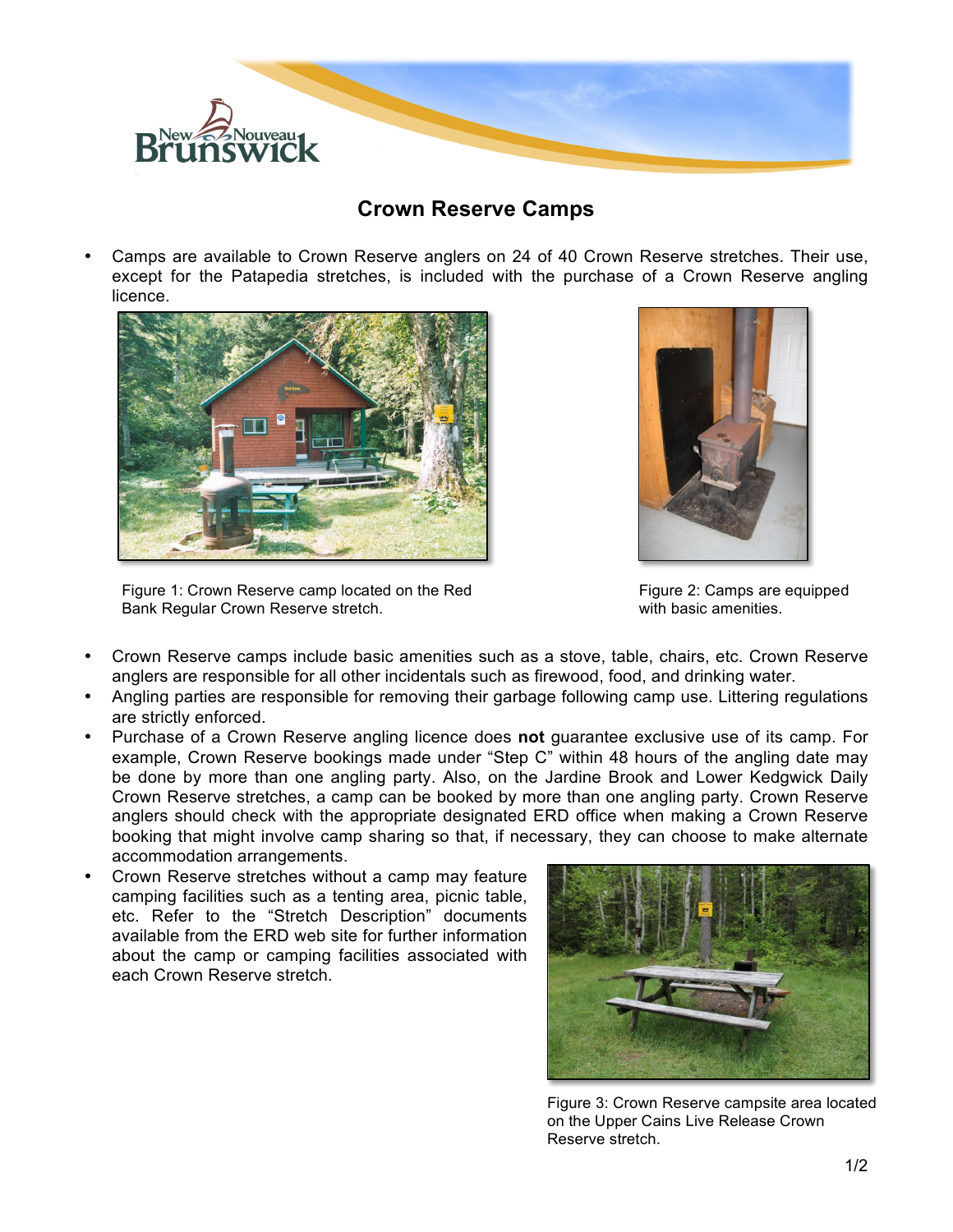# Crown Reserve Camps

- Camps are available to Crown Reserve anglers on 24 of 40 Crown Reserve stretches. Their use, except for the Patapedia stretches, is included with the purchase of a Crown Reserve angling licence.

Figure 1: Crown Reserve camp located on the Red Bank Regular Crown Reserve stretch.

Figure 2: Camps are equipped with basic amenities.

- Crown Reserve camps include basic amenities such as a stove, table, chairs, etc. Crown Reserve anglers are responsible for all other incidentals such as firewood, food, and drinking water.
- Angling parties are responsible for removing their garbage following camp use. Littering regulations are strictly enforced.
- Purchase of a Crown Reserve angling licence does **not** guarantee exclusive use of its camp. For example, Crown Reserve bookings made under "Step C" within 48 hours of the angling date may be done by more than one angling party. Also, on the Jardine Brook and Lower Kedgwick Daily Crown Reserve stretches, a camp can be booked by more than one angling party. Crown Reserve anglers should check with the appropriate designated ERD office when making a Crown Reserve booking that might involve camp sharing so that, if necessary, they can choose to make alternate accommodation arrangements.
- Crown Reserve stretches without a camp may feature camping facilities such as a tenting area, picnic table, etc. Refer to the "Stretch Description" documents available from the ERD web site for further information about the camp or camping facilities associated with each Crown Reserve stretch.

Figure 3: Crown Reserve campsite area located on the Upper Cains Live Release Crown Reserve stretch.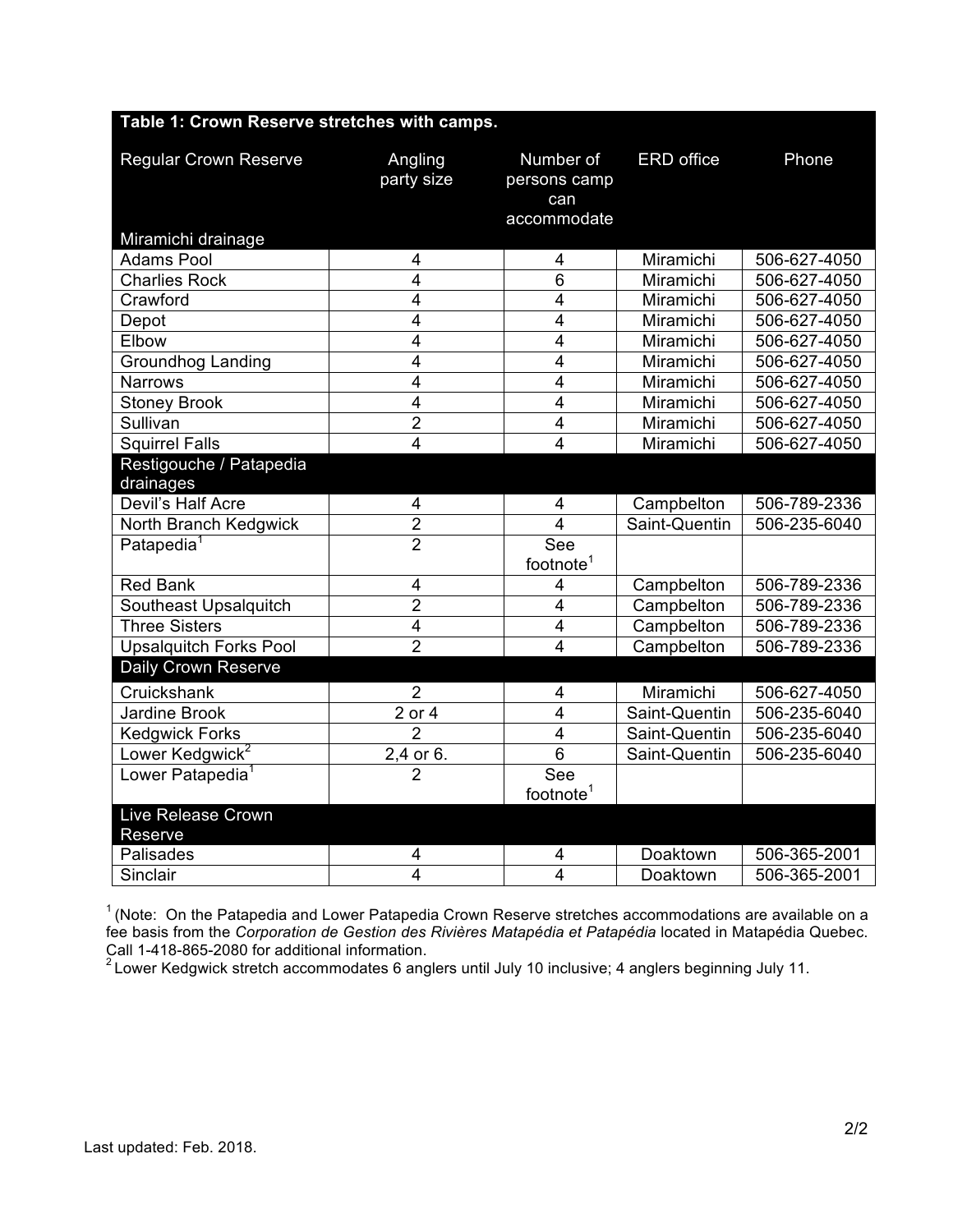| Table 1: Crown Reserve stretches with camps. | | | | |
|---|---|---|---|---|
| Regular Crown Reserve | Angling party size | Number of persons camp can accommodate | ERD office | Phone |
| Miramichi drainage | | | | |
| Adams Pool | 4 | 4 | Miramichi | 506-627-4050 |
| Charlies Rock | 4 | 6 | Miramichi | 506-627-4050 |
| Crawford | 4 | 4 | Miramichi | 506-627-4050 |
| Depot | 4 | 4 | Miramichi | 506-627-4050 |
| Elbow | 4 | 4 | Miramichi | 506-627-4050 |
| Groundhog Landing | 4 | 4 | Miramichi | 506-627-4050 |
| Narrows | 4 | 4 | Miramichi | 506-627-4050 |
| Stoney Brook | 4 | 4 | Miramichi | 506-627-4050 |
| Sullivan | 2 | 4 | Miramichi | 506-627-4050 |
| Squirrel Falls | 4 | 4 | Miramichi | 506-627-4050 |
| Restigouche / Patapedia drainages | | | | |
| Devil's Half Acre | 4 | 4 | Campbelton | 506-789-2336 |
| North Branch Kedgwick | 2 | 4 | Saint-Quentin | 506-235-6040 |
| Patapedia[1] | 2 | See footnote[1] | | |
| Red Bank | 4 | 4 | Campbelton | 506-789-2336 |
| Southeast Upsalquitch | 2 | 4 | Campbelton | 506-789-2336 |
| Three Sisters | 4 | 4 | Campbelton | 506-789-2336 |
| Upsalquitch Forks Pool | 2 | 4 | Campbelton | 506-789-2336 |
| Daily Crown Reserve | | | | |
| Cruickshank | 2 | 4 | Miramichi | 506-627-4050 |
| Jardine Brook | 2 or 4 | 4 | Saint-Quentin | 506-235-6040 |
| Kedgwick Forks | 2 | 4 | Saint-Quentin | 506-235-6040 |
| Lower Kedgwick[2] | 2,4 or 6. | 6 | Saint-Quentin | 506-235-6040 |
| Lower Patapedia[1] | 2 | See footnote[1] | | |
| Live Release Crown Reserve | | | | |
| Palisades | 4 | 4 | Doaktown | 506-365-2001 |
| Sinclair | 4 | 4 | Doaktown | 506-365-2001 |

[1] (Note: On the Patapedia and Lower Patapedia Crown Reserve stretches accommodations are available on a fee basis from the *Corporation de Gestion des Rivières Matapédia et Patapédia* located in Matapédia Quebec. Call 1-418-865-2080 for additional information.

[2] Lower Kedgwick stretch accommodates 6 anglers until July 10 inclusive; 4 anglers beginning July 11.

Last updated: Feb. 2018.